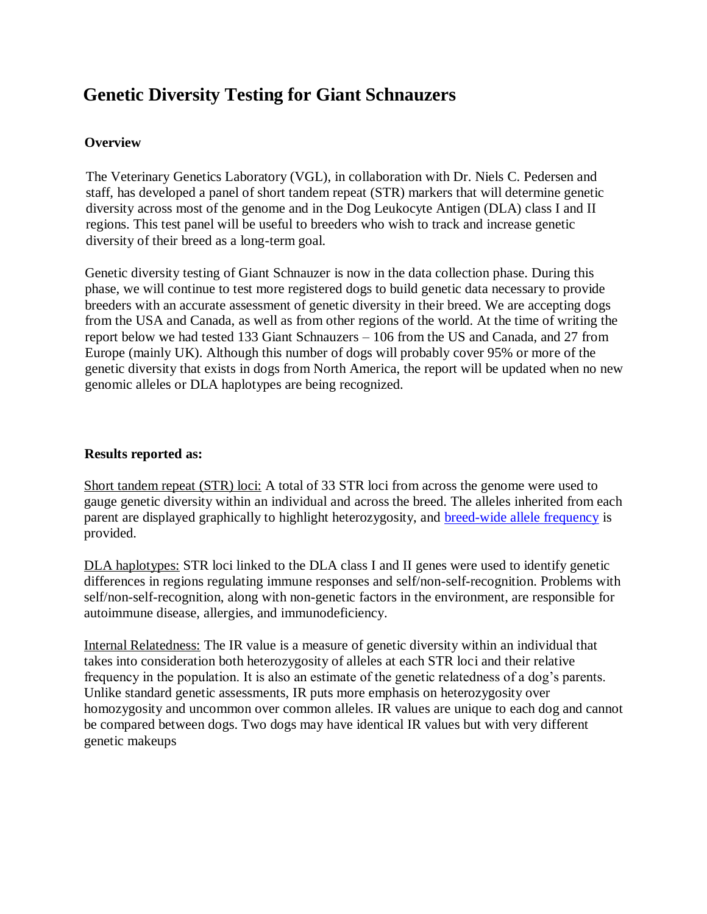# Genetic Diversity Testing for Giant Schnauzers

**Overview**

The Veterinary Genetics Laboratory (VGL), in collaboration with Dr. Niels C. Pedersen and staff, has developed a panel of short tandem repeat (STR) markers that will determine genetic diversity across most of the genome and in the Dog Leukocyte Antigen (DLA) class I and II regions. This test panel will be useful to breeders who wish to track and increase genetic diversity of their breed as a long-term goal.

Genetic diversity testing of Giant Schnauzer is now in the data collection phase. During this phase, we will continue to test more registered dogs to build genetic data necessary to provide breeders with an accurate assessment of genetic diversity in their breed. We are accepting dogs from the USA and Canada, as well as from other regions of the world. At the time of writing the report below we had tested 133 Giant Schnauzers – 106 from the US and Canada, and 27 from Europe (mainly UK). Although this number of dogs will probably cover 95% or more of the genetic diversity that exists in dogs from North America, the report will be updated when no new genomic alleles or DLA haplotypes are being recognized.

**Results reported as:**

Short tandem repeat (STR) loci: A total of 33 STR loci from across the genome were used to gauge genetic diversity within an individual and across the breed. The alleles inherited from each parent are displayed graphically to highlight heterozygosity, and breed-wide allele frequency is provided.

DLA haplotypes: STR loci linked to the DLA class I and II genes were used to identify genetic differences in regions regulating immune responses and self/non-self-recognition. Problems with self/non-self-recognition, along with non-genetic factors in the environment, are responsible for autoimmune disease, allergies, and immunodeficiency.

Internal Relatedness: The IR value is a measure of genetic diversity within an individual that takes into consideration both heterozygosity of alleles at each STR loci and their relative frequency in the population. It is also an estimate of the genetic relatedness of a dog's parents. Unlike standard genetic assessments, IR puts more emphasis on heterozygosity over homozygosity and uncommon over common alleles. IR values are unique to each dog and cannot be compared between dogs. Two dogs may have identical IR values but with very different genetic makeups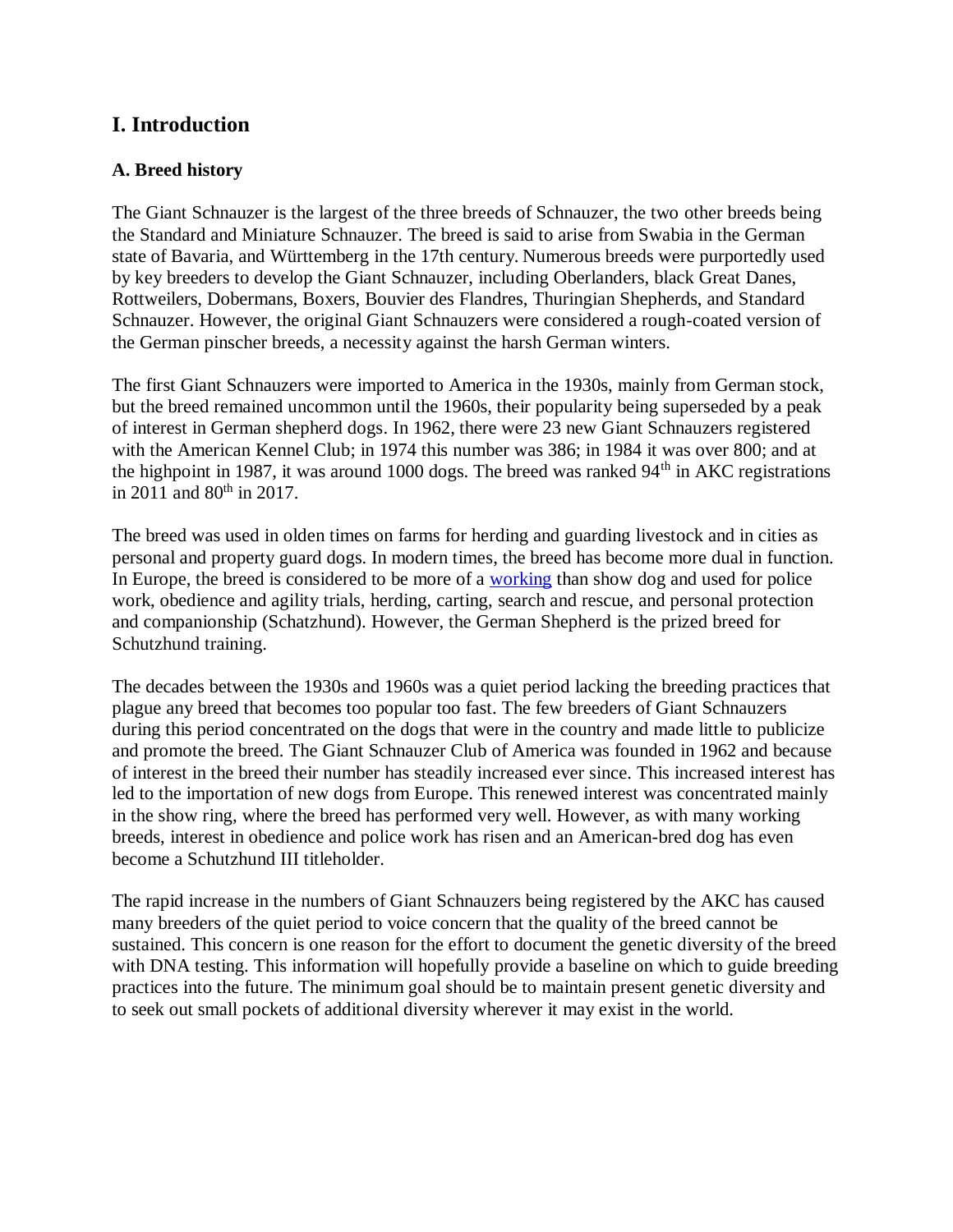## I. Introduction

### A. Breed history

The Giant Schnauzer is the largest of the three breeds of Schnauzer, the two other breeds being the Standard and Miniature Schnauzer. The breed is said to arise from Swabia in the German state of Bavaria, and Württemberg in the 17th century. Numerous breeds were purportedly used by key breeders to develop the Giant Schnauzer, including Oberlanders, black Great Danes, Rottweilers, Dobermans, Boxers, Bouvier des Flandres, Thuringian Shepherds, and Standard Schnauzer. However, the original Giant Schnauzers were considered a rough-coated version of the German pinscher breeds, a necessity against the harsh German winters.

The first Giant Schnauzers were imported to America in the 1930s, mainly from German stock, but the breed remained uncommon until the 1960s, their popularity being superseded by a peak of interest in German shepherd dogs. In 1962, there were 23 new Giant Schnauzers registered with the American Kennel Club; in 1974 this number was 386; in 1984 it was over 800; and at the highpoint in 1987, it was around 1000 dogs. The breed was ranked 94th in AKC registrations in 2011 and 80th in 2017.

The breed was used in olden times on farms for herding and guarding livestock and in cities as personal and property guard dogs. In modern times, the breed has become more dual in function. In Europe, the breed is considered to be more of a working than show dog and used for police work, obedience and agility trials, herding, carting, search and rescue, and personal protection and companionship (Schatzhund). However, the German Shepherd is the prized breed for Schutzhund training.

The decades between the 1930s and 1960s was a quiet period lacking the breeding practices that plague any breed that becomes too popular too fast. The few breeders of Giant Schnauzers during this period concentrated on the dogs that were in the country and made little to publicize and promote the breed. The Giant Schnauzer Club of America was founded in 1962 and because of interest in the breed their number has steadily increased ever since. This increased interest has led to the importation of new dogs from Europe. This renewed interest was concentrated mainly in the show ring, where the breed has performed very well. However, as with many working breeds, interest in obedience and police work has risen and an American-bred dog has even become a Schutzhund III titleholder.

The rapid increase in the numbers of Giant Schnauzers being registered by the AKC has caused many breeders of the quiet period to voice concern that the quality of the breed cannot be sustained. This concern is one reason for the effort to document the genetic diversity of the breed with DNA testing. This information will hopefully provide a baseline on which to guide breeding practices into the future. The minimum goal should be to maintain present genetic diversity and to seek out small pockets of additional diversity wherever it may exist in the world.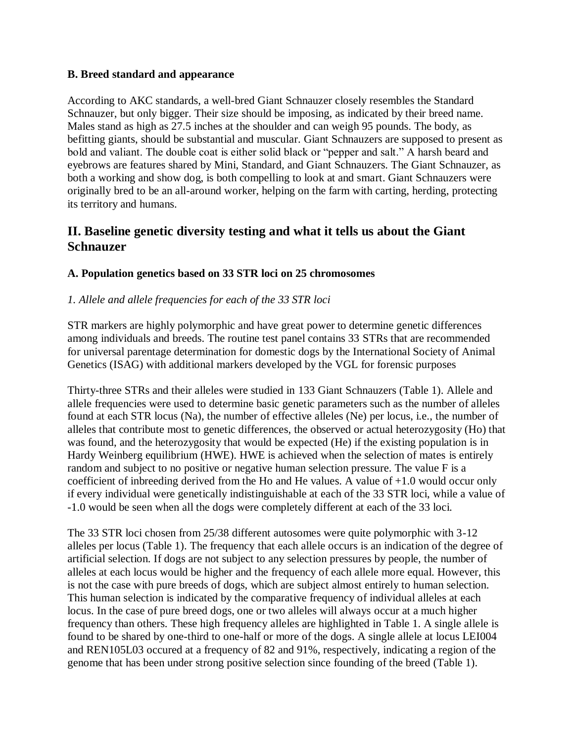### B. Breed standard and appearance

According to AKC standards, a well-bred Giant Schnauzer closely resembles the Standard Schnauzer, but only bigger. Their size should be imposing, as indicated by their breed name. Males stand as high as 27.5 inches at the shoulder and can weigh 95 pounds. The body, as befitting giants, should be substantial and muscular. Giant Schnauzers are supposed to present as bold and valiant. The double coat is either solid black or "pepper and salt." A harsh beard and eyebrows are features shared by Mini, Standard, and Giant Schnauzers. The Giant Schnauzer, as both a working and show dog, is both compelling to look at and smart. Giant Schnauzers were originally bred to be an all-around worker, helping on the farm with carting, herding, protecting its territory and humans.

## II. Baseline genetic diversity testing and what it tells us about the Giant Schnauzer

### A. Population genetics based on 33 STR loci on 25 chromosomes

*1. Allele and allele frequencies for each of the 33 STR loci*

STR markers are highly polymorphic and have great power to determine genetic differences among individuals and breeds. The routine test panel contains 33 STRs that are recommended for universal parentage determination for domestic dogs by the International Society of Animal Genetics (ISAG) with additional markers developed by the VGL for forensic purposes

Thirty-three STRs and their alleles were studied in 133 Giant Schnauzers (Table 1). Allele and allele frequencies were used to determine basic genetic parameters such as the number of alleles found at each STR locus (Na), the number of effective alleles (Ne) per locus, i.e., the number of alleles that contribute most to genetic differences, the observed or actual heterozygosity (Ho) that was found, and the heterozygosity that would be expected (He) if the existing population is in Hardy Weinberg equilibrium (HWE). HWE is achieved when the selection of mates is entirely random and subject to no positive or negative human selection pressure. The value F is a coefficient of inbreeding derived from the Ho and He values. A value of +1.0 would occur only if every individual were genetically indistinguishable at each of the 33 STR loci, while a value of -1.0 would be seen when all the dogs were completely different at each of the 33 loci.

The 33 STR loci chosen from 25/38 different autosomes were quite polymorphic with 3-12 alleles per locus (Table 1). The frequency that each allele occurs is an indication of the degree of artificial selection. If dogs are not subject to any selection pressures by people, the number of alleles at each locus would be higher and the frequency of each allele more equal. However, this is not the case with pure breeds of dogs, which are subject almost entirely to human selection. This human selection is indicated by the comparative frequency of individual alleles at each locus. In the case of pure breed dogs, one or two alleles will always occur at a much higher frequency than others. These high frequency alleles are highlighted in Table 1. A single allele is found to be shared by one-third to one-half or more of the dogs. A single allele at locus LEI004 and REN105L03 occured at a frequency of 82 and 91%, respectively, indicating a region of the genome that has been under strong positive selection since founding of the breed (Table 1).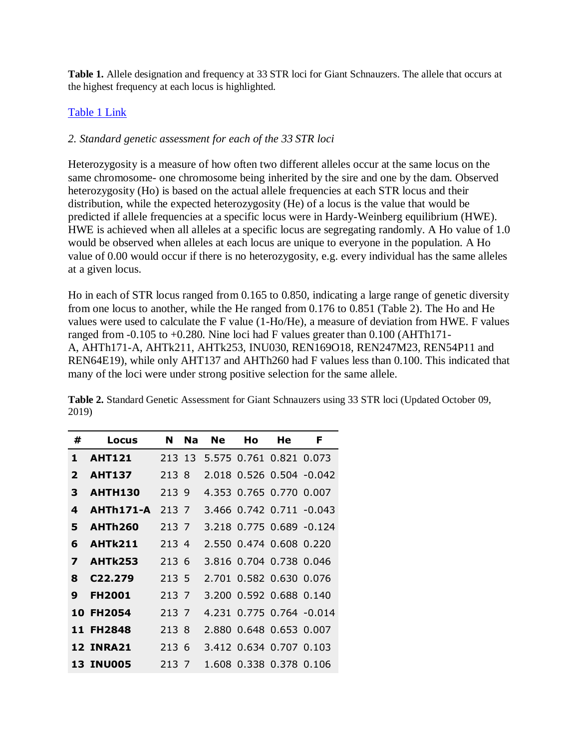**Table 1.** Allele designation and frequency at 33 STR loci for Giant Schnauzers. The allele that occurs at the highest frequency at each locus is highlighted.

[Table 1 Link]

*2. Standard genetic assessment for each of the 33 STR loci*

Heterozygosity is a measure of how often two different alleles occur at the same locus on the same chromosome- one chromosome being inherited by the sire and one by the dam. Observed heterozygosity (Ho) is based on the actual allele frequencies at each STR locus and their distribution, while the expected heterozygosity (He) of a locus is the value that would be predicted if allele frequencies at a specific locus were in Hardy-Weinberg equilibrium (HWE). HWE is achieved when all alleles at a specific locus are segregating randomly. A Ho value of 1.0 would be observed when alleles at each locus are unique to everyone in the population. A Ho value of 0.00 would occur if there is no heterozygosity, e.g. every individual has the same alleles at a given locus.

Ho in each of STR locus ranged from 0.165 to 0.850, indicating a large range of genetic diversity from one locus to another, while the He ranged from 0.176 to 0.851 (Table 2). The Ho and He values were used to calculate the F value (1-Ho/He), a measure of deviation from HWE. F values ranged from -0.105 to +0.280. Nine loci had F values greater than 0.100 (AHTh171-A, AHTh171-A, AHTk211, AHTk253, INU030, REN169O18, REN247M23, REN54P11 and REN64E19), while only AHT137 and AHTh260 had F values less than 0.100. This indicated that many of the loci were under strong positive selection for the same allele.

**Table 2.** Standard Genetic Assessment for Giant Schnauzers using 33 STR loci (Updated October 09, 2019)

| # | Locus | N | Na | Ne | Ho | He | F |
|---|---|---|---|---|---|---|---|
| 1 | **AHT121** | 213 | 13 | 5.575 | 0.761 | 0.821 | 0.073 |
| 2 | **AHT137** | 213 | 8 | 2.018 | 0.526 | 0.504 | -0.042 |
| 3 | **AHTH130** | 213 | 9 | 4.353 | 0.765 | 0.770 | 0.007 |
| 4 | **AHTh171-A** | 213 | 7 | 3.466 | 0.742 | 0.711 | -0.043 |
| 5 | **AHTh260** | 213 | 7 | 3.218 | 0.775 | 0.689 | -0.124 |
| 6 | **AHTk211** | 213 | 4 | 2.550 | 0.474 | 0.608 | 0.220 |
| 7 | **AHTk253** | 213 | 6 | 3.816 | 0.704 | 0.738 | 0.046 |
| 8 | **C22.279** | 213 | 5 | 2.701 | 0.582 | 0.630 | 0.076 |
| 9 | **FH2001** | 213 | 7 | 3.200 | 0.592 | 0.688 | 0.140 |
| 10 | **FH2054** | 213 | 7 | 4.231 | 0.775 | 0.764 | -0.014 |
| 11 | **FH2848** | 213 | 8 | 2.880 | 0.648 | 0.653 | 0.007 |
| 12 | **INRA21** | 213 | 6 | 3.412 | 0.634 | 0.707 | 0.103 |
| 13 | **INU005** | 213 | 7 | 1.608 | 0.338 | 0.378 | 0.106 |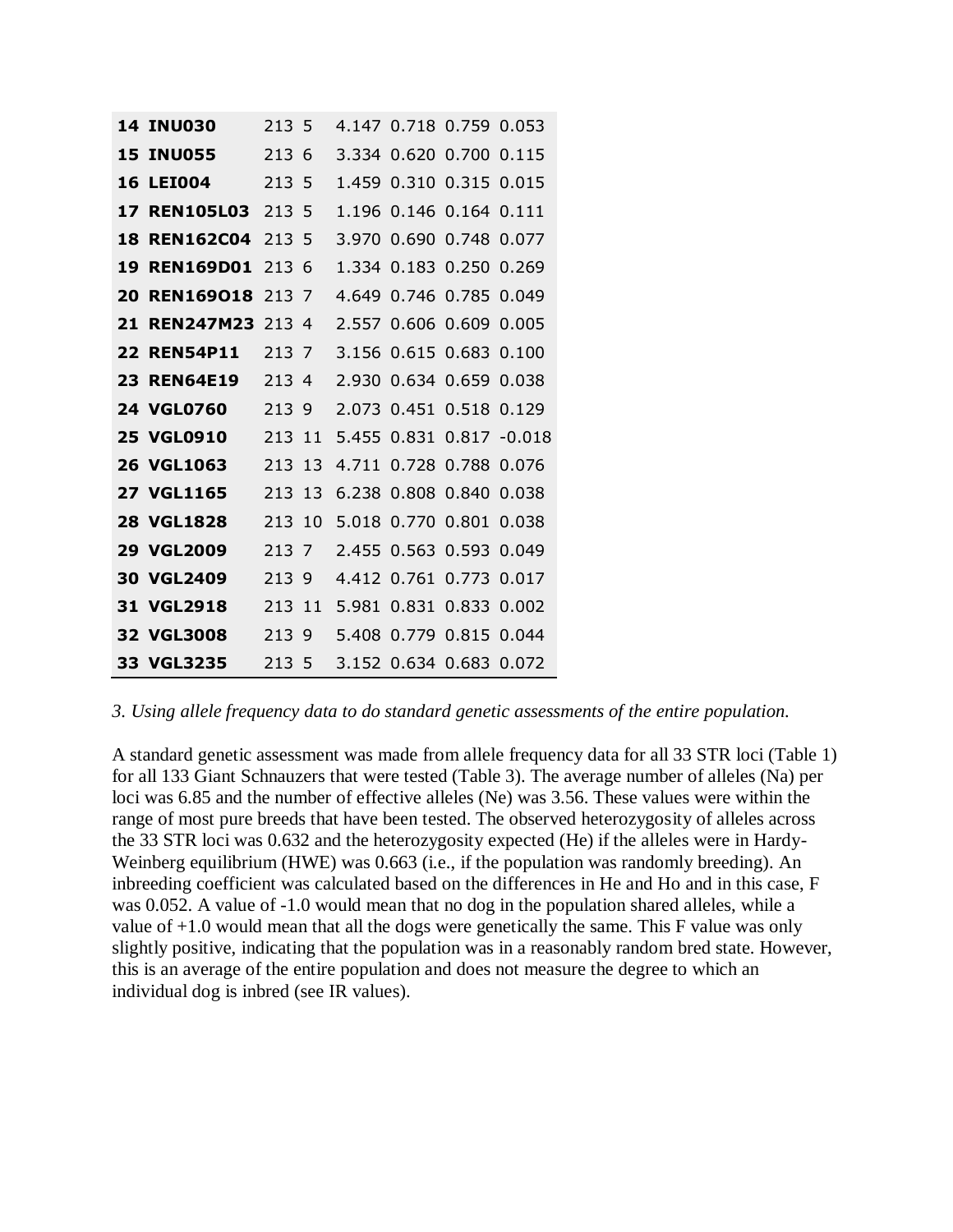| | | | | | | | |
|---|---|---|---|---|---|---|---|
| **14** | **INU030** | 213 | 5 | 4.147 | 0.718 | 0.759 | 0.053 |
| **15** | **INU055** | 213 | 6 | 3.334 | 0.620 | 0.700 | 0.115 |
| **16** | **LEI004** | 213 | 5 | 1.459 | 0.310 | 0.315 | 0.015 |
| **17** | **REN105L03** | 213 | 5 | 1.196 | 0.146 | 0.164 | 0.111 |
| **18** | **REN162C04** | 213 | 5 | 3.970 | 0.690 | 0.748 | 0.077 |
| **19** | **REN169D01** | 213 | 6 | 1.334 | 0.183 | 0.250 | 0.269 |
| **20** | **REN169O18** | 213 | 7 | 4.649 | 0.746 | 0.785 | 0.049 |
| **21** | **REN247M23** | 213 | 4 | 2.557 | 0.606 | 0.609 | 0.005 |
| **22** | **REN54P11** | 213 | 7 | 3.156 | 0.615 | 0.683 | 0.100 |
| **23** | **REN64E19** | 213 | 4 | 2.930 | 0.634 | 0.659 | 0.038 |
| **24** | **VGL0760** | 213 | 9 | 2.073 | 0.451 | 0.518 | 0.129 |
| **25** | **VGL0910** | 213 | 11 | 5.455 | 0.831 | 0.817 | -0.018 |
| **26** | **VGL1063** | 213 | 13 | 4.711 | 0.728 | 0.788 | 0.076 |
| **27** | **VGL1165** | 213 | 13 | 6.238 | 0.808 | 0.840 | 0.038 |
| **28** | **VGL1828** | 213 | 10 | 5.018 | 0.770 | 0.801 | 0.038 |
| **29** | **VGL2009** | 213 | 7 | 2.455 | 0.563 | 0.593 | 0.049 |
| **30** | **VGL2409** | 213 | 9 | 4.412 | 0.761 | 0.773 | 0.017 |
| **31** | **VGL2918** | 213 | 11 | 5.981 | 0.831 | 0.833 | 0.002 |
| **32** | **VGL3008** | 213 | 9 | 5.408 | 0.779 | 0.815 | 0.044 |
| **33** | **VGL3235** | 213 | 5 | 3.152 | 0.634 | 0.683 | 0.072 |

*3. Using allele frequency data to do standard genetic assessments of the entire population.*

A standard genetic assessment was made from allele frequency data for all 33 STR loci (Table 1) for all 133 Giant Schnauzers that were tested (Table 3). The average number of alleles (Na) per loci was 6.85 and the number of effective alleles (Ne) was 3.56. These values were within the range of most pure breeds that have been tested. The observed heterozygosity of alleles across the 33 STR loci was 0.632 and the heterozygosity expected (He) if the alleles were in Hardy-Weinberg equilibrium (HWE) was 0.663 (i.e., if the population was randomly breeding). An inbreeding coefficient was calculated based on the differences in He and Ho and in this case, F was 0.052. A value of -1.0 would mean that no dog in the population shared alleles, while a value of +1.0 would mean that all the dogs were genetically the same. This F value was only slightly positive, indicating that the population was in a reasonably random bred state. However, this is an average of the entire population and does not measure the degree to which an individual dog is inbred (see IR values).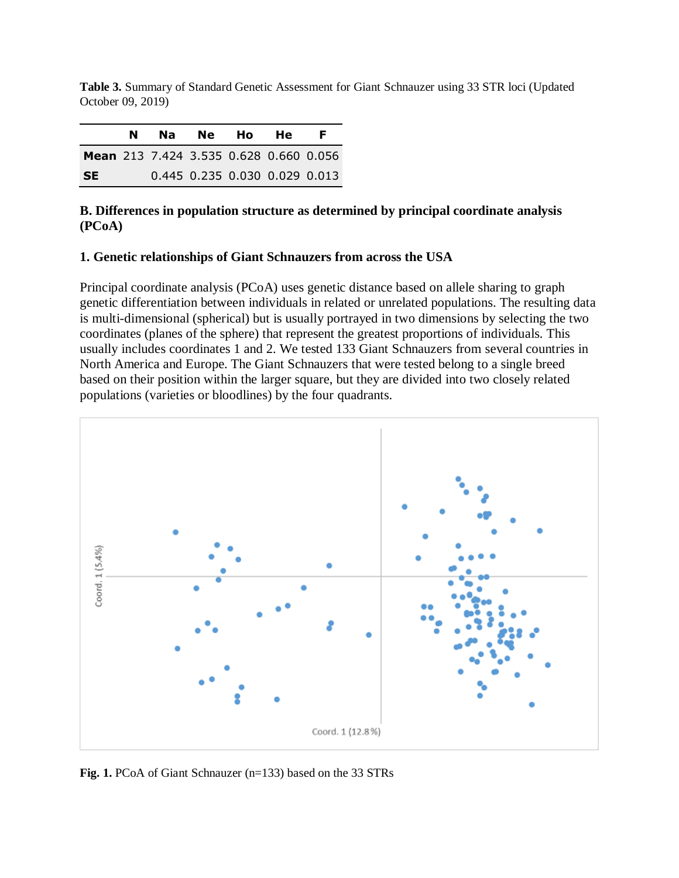**Table 3.** Summary of Standard Genetic Assessment for Giant Schnauzer using 33 STR loci (Updated October 09, 2019)

| | N | Na | Ne | Ho | He | F |
|---|---|---|---|---|---|---|
| **Mean** | 213 | 7.424 | 3.535 | 0.628 | 0.660 | 0.056 |
| **SE** | | 0.445 | 0.235 | 0.030 | 0.029 | 0.013 |

### B. Differences in population structure as determined by principal coordinate analysis (PCoA)

#### 1. Genetic relationships of Giant Schnauzers from across the USA

Principal coordinate analysis (PCoA) uses genetic distance based on allele sharing to graph genetic differentiation between individuals in related or unrelated populations. The resulting data is multi-dimensional (spherical) but is usually portrayed in two dimensions by selecting the two coordinates (planes of the sphere) that represent the greatest proportions of individuals. This usually includes coordinates 1 and 2. We tested 133 Giant Schnauzers from several countries in North America and Europe. The Giant Schnauzers that were tested belong to a single breed based on their position within the larger square, but they are divided into two closely related populations (varieties or bloodlines) by the four quadrants.

**Fig. 1.** PCoA of Giant Schnauzer (n=133) based on the 33 STRs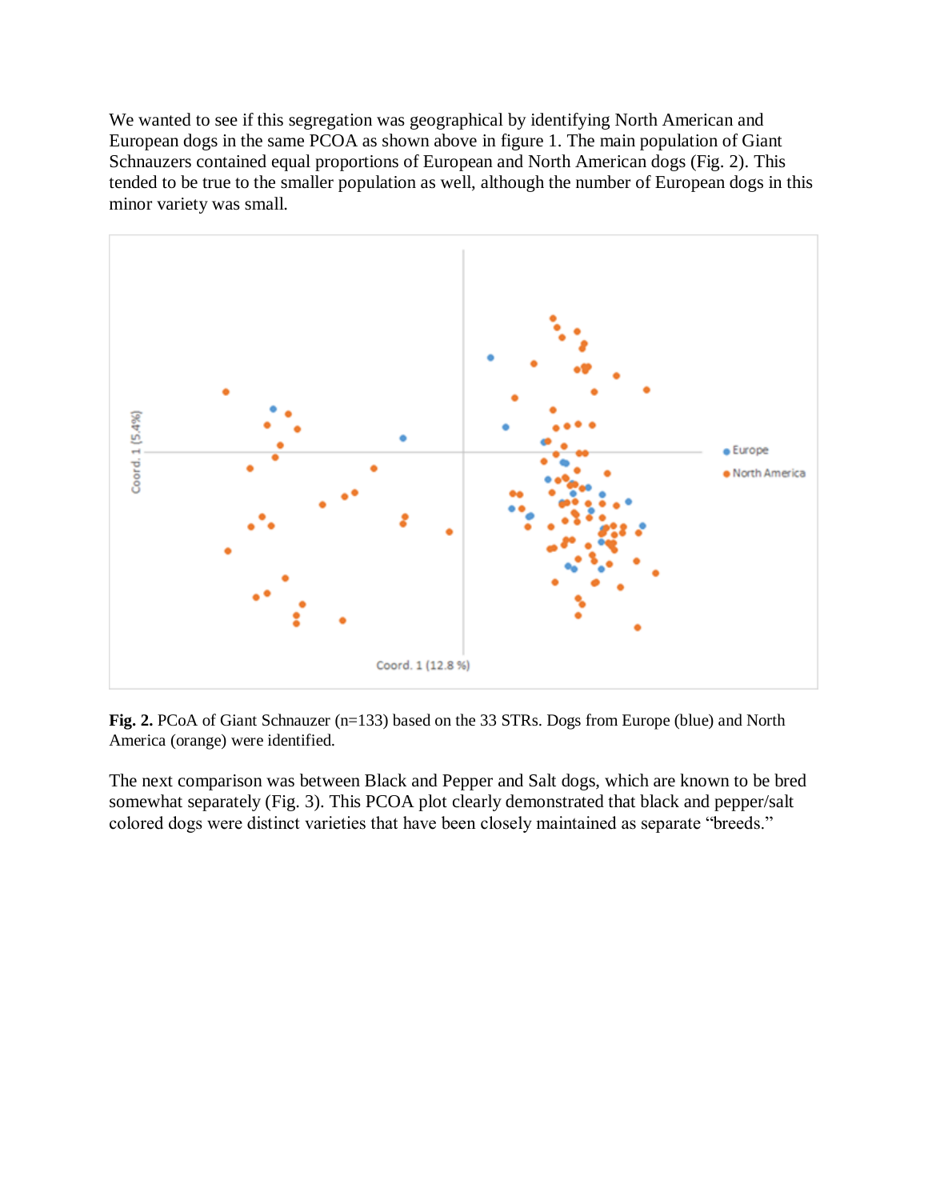We wanted to see if this segregation was geographical by identifying North American and European dogs in the same PCOA as shown above in figure 1. The main population of Giant Schnauzers contained equal proportions of European and North American dogs (Fig. 2). This tended to be true to the smaller population as well, although the number of European dogs in this minor variety was small.

**Fig. 2.** PCoA of Giant Schnauzer (n=133) based on the 33 STRs. Dogs from Europe (blue) and North America (orange) were identified.

The next comparison was between Black and Pepper and Salt dogs, which are known to be bred somewhat separately (Fig. 3). This PCOA plot clearly demonstrated that black and pepper/salt colored dogs were distinct varieties that have been closely maintained as separate "breeds."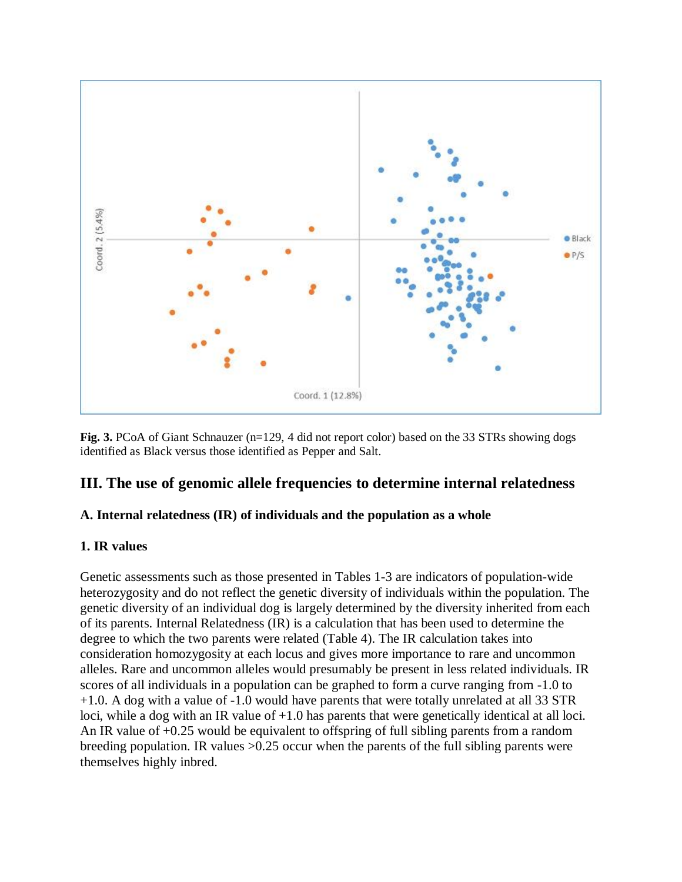**Fig. 3.** PCoA of Giant Schnauzer (n=129, 4 did not report color) based on the 33 STRs showing dogs identified as Black versus those identified as Pepper and Salt.

## III. The use of genomic allele frequencies to determine internal relatedness

### A. Internal relatedness (IR) of individuals and the population as a whole

#### 1. IR values

Genetic assessments such as those presented in Tables 1-3 are indicators of population-wide heterozygosity and do not reflect the genetic diversity of individuals within the population. The genetic diversity of an individual dog is largely determined by the diversity inherited from each of its parents. Internal Relatedness (IR) is a calculation that has been used to determine the degree to which the two parents were related (Table 4). The IR calculation takes into consideration homozygosity at each locus and gives more importance to rare and uncommon alleles. Rare and uncommon alleles would presumably be present in less related individuals. IR scores of all individuals in a population can be graphed to form a curve ranging from -1.0 to +1.0. A dog with a value of -1.0 would have parents that were totally unrelated at all 33 STR loci, while a dog with an IR value of +1.0 has parents that were genetically identical at all loci. An IR value of +0.25 would be equivalent to offspring of full sibling parents from a random breeding population. IR values >0.25 occur when the parents of the full sibling parents were themselves highly inbred.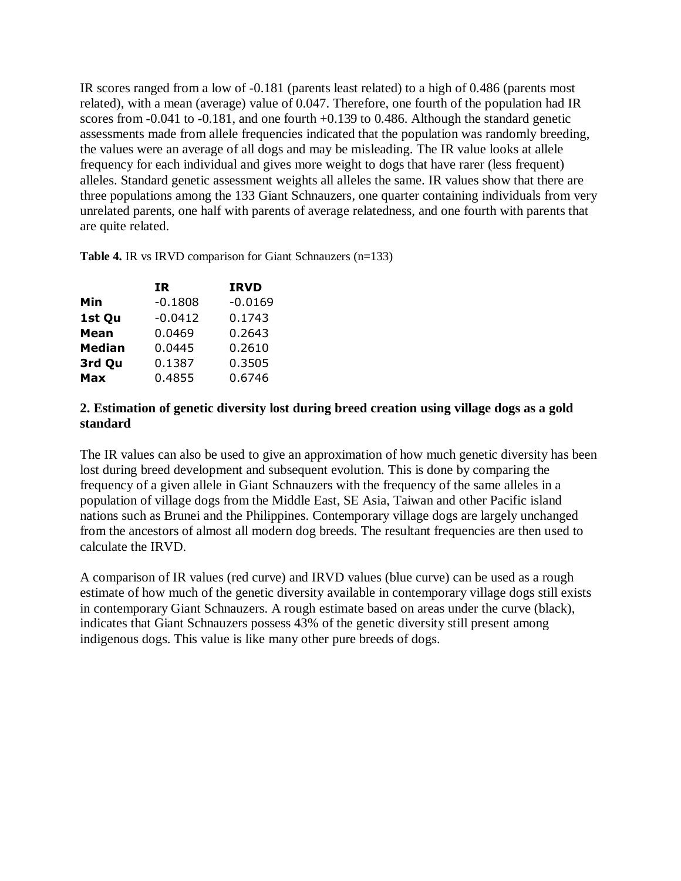IR scores ranged from a low of -0.181 (parents least related) to a high of 0.486 (parents most related), with a mean (average) value of 0.047. Therefore, one fourth of the population had IR scores from -0.041 to -0.181, and one fourth +0.139 to 0.486. Although the standard genetic assessments made from allele frequencies indicated that the population was randomly breeding, the values were an average of all dogs and may be misleading. The IR value looks at allele frequency for each individual and gives more weight to dogs that have rarer (less frequent) alleles. Standard genetic assessment weights all alleles the same. IR values show that there are three populations among the 133 Giant Schnauzers, one quarter containing individuals from very unrelated parents, one half with parents of average relatedness, and one fourth with parents that are quite related.

**Table 4.** IR vs IRVD comparison for Giant Schnauzers (n=133)

| | **IR** | **IRVD** |
|---|---|---|
| **Min** | -0.1808 | -0.0169 |
| **1st Qu** | -0.0412 | 0.1743 |
| **Mean** | 0.0469 | 0.2643 |
| **Median** | 0.0445 | 0.2610 |
| **3rd Qu** | 0.1387 | 0.3505 |
| **Max** | 0.4855 | 0.6746 |

## 2. Estimation of genetic diversity lost during breed creation using village dogs as a gold standard

The IR values can also be used to give an approximation of how much genetic diversity has been lost during breed development and subsequent evolution. This is done by comparing the frequency of a given allele in Giant Schnauzers with the frequency of the same alleles in a population of village dogs from the Middle East, SE Asia, Taiwan and other Pacific island nations such as Brunei and the Philippines. Contemporary village dogs are largely unchanged from the ancestors of almost all modern dog breeds. The resultant frequencies are then used to calculate the IRVD.

A comparison of IR values (red curve) and IRVD values (blue curve) can be used as a rough estimate of how much of the genetic diversity available in contemporary village dogs still exists in contemporary Giant Schnauzers. A rough estimate based on areas under the curve (black), indicates that Giant Schnauzers possess 43% of the genetic diversity still present among indigenous dogs. This value is like many other pure breeds of dogs.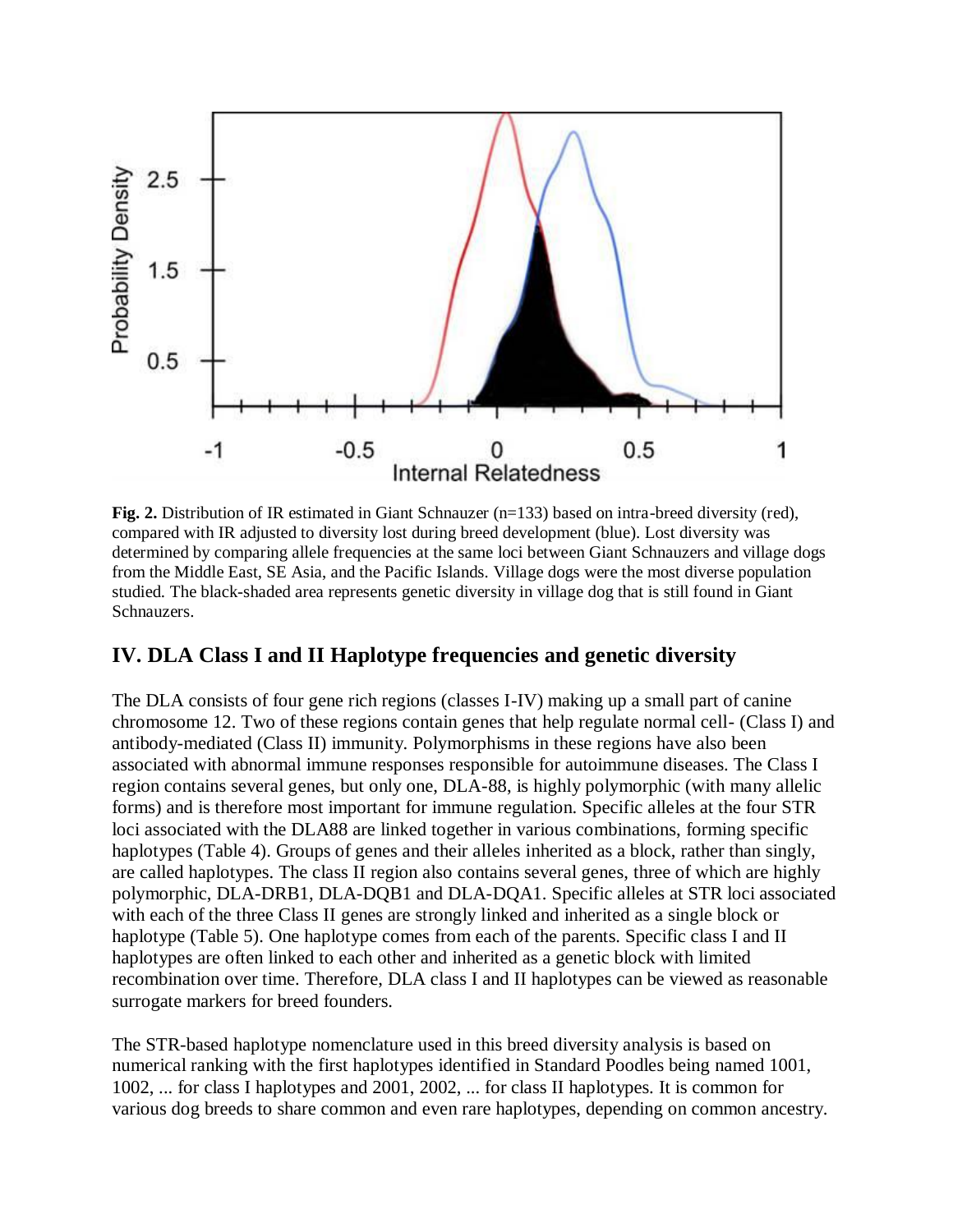**Fig. 2.** Distribution of IR estimated in Giant Schnauzer (n=133) based on intra-breed diversity (red), compared with IR adjusted to diversity lost during breed development (blue). Lost diversity was determined by comparing allele frequencies at the same loci between Giant Schnauzers and village dogs from the Middle East, SE Asia, and the Pacific Islands. Village dogs were the most diverse population studied. The black-shaded area represents genetic diversity in village dog that is still found in Giant Schnauzers.

## IV. DLA Class I and II Haplotype frequencies and genetic diversity

The DLA consists of four gene rich regions (classes I-IV) making up a small part of canine chromosome 12. Two of these regions contain genes that help regulate normal cell- (Class I) and antibody-mediated (Class II) immunity. Polymorphisms in these regions have also been associated with abnormal immune responses responsible for autoimmune diseases. The Class I region contains several genes, but only one, DLA-88, is highly polymorphic (with many allelic forms) and is therefore most important for immune regulation. Specific alleles at the four STR loci associated with the DLA88 are linked together in various combinations, forming specific haplotypes (Table 4). Groups of genes and their alleles inherited as a block, rather than singly, are called haplotypes. The class II region also contains several genes, three of which are highly polymorphic, DLA-DRB1, DLA-DQB1 and DLA-DQA1. Specific alleles at STR loci associated with each of the three Class II genes are strongly linked and inherited as a single block or haplotype (Table 5). One haplotype comes from each of the parents. Specific class I and II haplotypes are often linked to each other and inherited as a genetic block with limited recombination over time. Therefore, DLA class I and II haplotypes can be viewed as reasonable surrogate markers for breed founders.

The STR-based haplotype nomenclature used in this breed diversity analysis is based on numerical ranking with the first haplotypes identified in Standard Poodles being named 1001, 1002, ... for class I haplotypes and 2001, 2002, ... for class II haplotypes. It is common for various dog breeds to share common and even rare haplotypes, depending on common ancestry.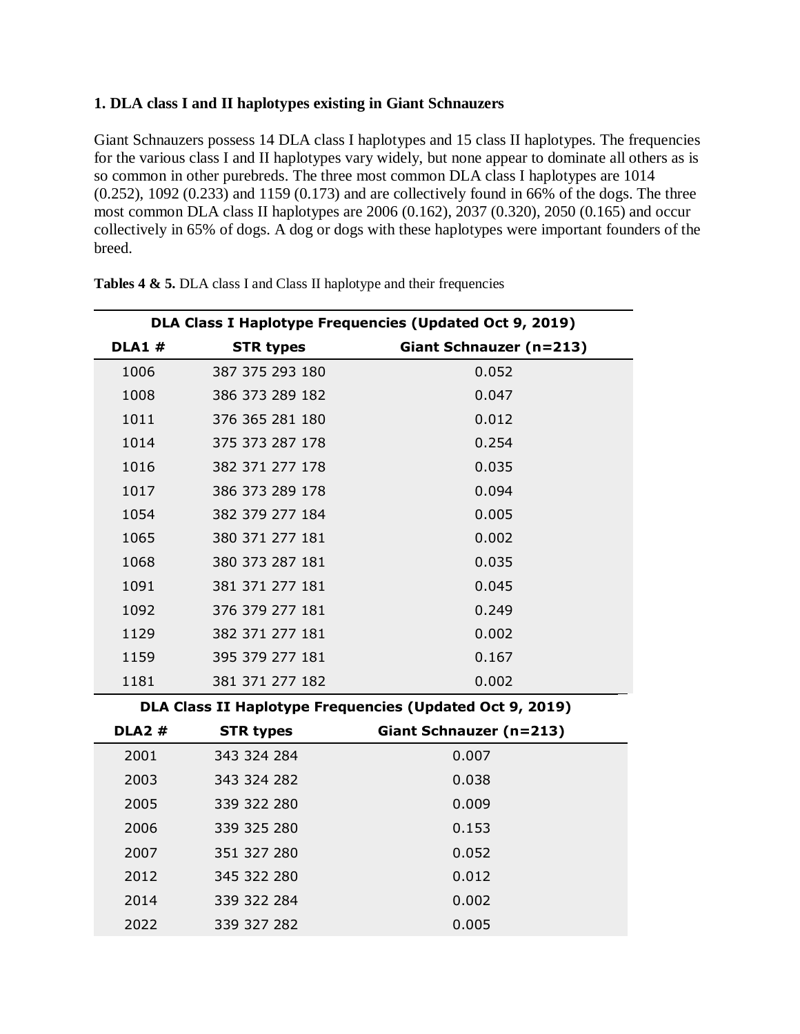### 1. DLA class I and II haplotypes existing in Giant Schnauzers

Giant Schnauzers possess 14 DLA class I haplotypes and 15 class II haplotypes. The frequencies for the various class I and II haplotypes vary widely, but none appear to dominate all others as is so common in other purebreds. The three most common DLA class I haplotypes are 1014 (0.252), 1092 (0.233) and 1159 (0.173) and are collectively found in 66% of the dogs. The three most common DLA class II haplotypes are 2006 (0.162), 2037 (0.320), 2050 (0.165) and occur collectively in 65% of dogs. A dog or dogs with these haplotypes were important founders of the breed.

**Tables 4 & 5.** DLA class I and Class II haplotype and their frequencies

**DLA Class I Haplotype Frequencies (Updated Oct 9, 2019)**

| DLA1 # | STR types | Giant Schnauzer (n=213) |
|---|---|---|
| 1006 | 387 375 293 180 | 0.052 |
| 1008 | 386 373 289 182 | 0.047 |
| 1011 | 376 365 281 180 | 0.012 |
| 1014 | 375 373 287 178 | 0.254 |
| 1016 | 382 371 277 178 | 0.035 |
| 1017 | 386 373 289 178 | 0.094 |
| 1054 | 382 379 277 184 | 0.005 |
| 1065 | 380 371 277 181 | 0.002 |
| 1068 | 380 373 287 181 | 0.035 |
| 1091 | 381 371 277 181 | 0.045 |
| 1092 | 376 379 277 181 | 0.249 |
| 1129 | 382 371 277 181 | 0.002 |
| 1159 | 395 379 277 181 | 0.167 |
| 1181 | 381 371 277 182 | 0.002 |

**DLA Class II Haplotype Frequencies (Updated Oct 9, 2019)**

| DLA2 # | STR types | Giant Schnauzer (n=213) |
|---|---|---|
| 2001 | 343 324 284 | 0.007 |
| 2003 | 343 324 282 | 0.038 |
| 2005 | 339 322 280 | 0.009 |
| 2006 | 339 325 280 | 0.153 |
| 2007 | 351 327 280 | 0.052 |
| 2012 | 345 322 280 | 0.012 |
| 2014 | 339 322 284 | 0.002 |
| 2022 | 339 327 282 | 0.005 |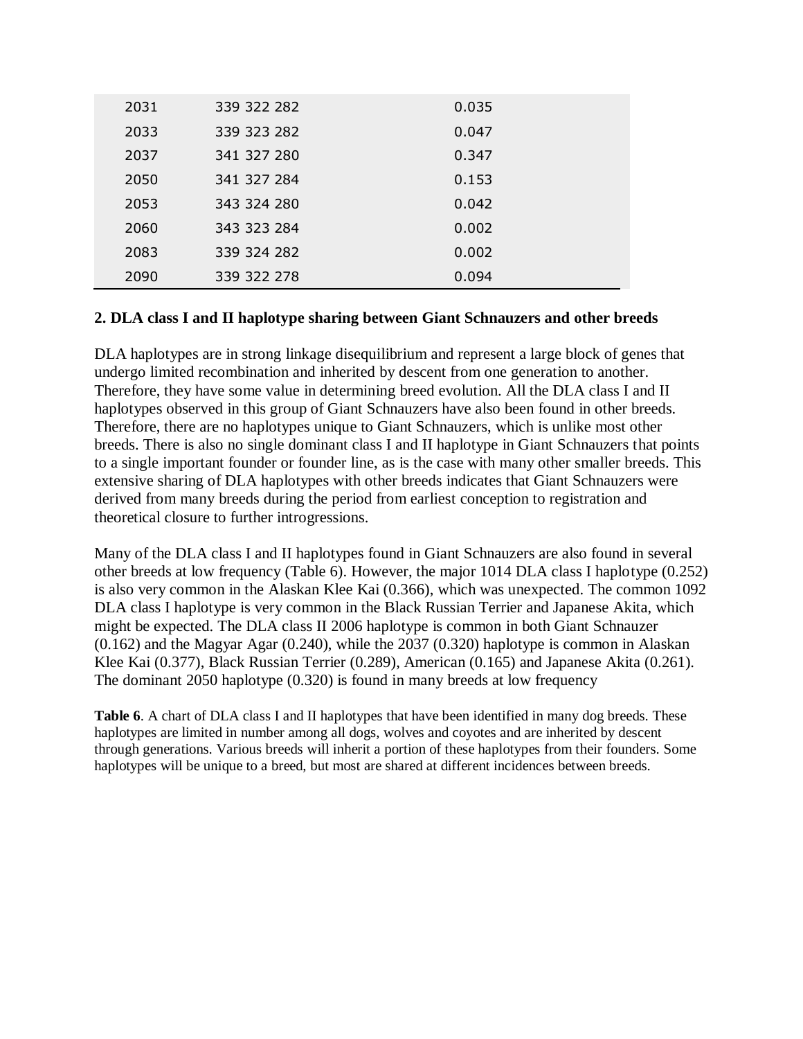| | | |
|---|---|---|
| 2031 | 339 322 282 | 0.035 |
| 2033 | 339 323 282 | 0.047 |
| 2037 | 341 327 280 | 0.347 |
| 2050 | 341 327 284 | 0.153 |
| 2053 | 343 324 280 | 0.042 |
| 2060 | 343 323 284 | 0.002 |
| 2083 | 339 324 282 | 0.002 |
| 2090 | 339 322 278 | 0.094 |

**2. DLA class I and II haplotype sharing between Giant Schnauzers and other breeds**

DLA haplotypes are in strong linkage disequilibrium and represent a large block of genes that undergo limited recombination and inherited by descent from one generation to another. Therefore, they have some value in determining breed evolution. All the DLA class I and II haplotypes observed in this group of Giant Schnauzers have also been found in other breeds. Therefore, there are no haplotypes unique to Giant Schnauzers, which is unlike most other breeds. There is also no single dominant class I and II haplotype in Giant Schnauzers that points to a single important founder or founder line, as is the case with many other smaller breeds. This extensive sharing of DLA haplotypes with other breeds indicates that Giant Schnauzers were derived from many breeds during the period from earliest conception to registration and theoretical closure to further introgressions.

Many of the DLA class I and II haplotypes found in Giant Schnauzers are also found in several other breeds at low frequency (Table 6). However, the major 1014 DLA class I haplotype (0.252) is also very common in the Alaskan Klee Kai (0.366), which was unexpected. The common 1092 DLA class I haplotype is very common in the Black Russian Terrier and Japanese Akita, which might be expected. The DLA class II 2006 haplotype is common in both Giant Schnauzer (0.162) and the Magyar Agar (0.240), while the 2037 (0.320) haplotype is common in Alaskan Klee Kai (0.377), Black Russian Terrier (0.289), American (0.165) and Japanese Akita (0.261). The dominant 2050 haplotype (0.320) is found in many breeds at low frequency

**Table 6**. A chart of DLA class I and II haplotypes that have been identified in many dog breeds. These haplotypes are limited in number among all dogs, wolves and coyotes and are inherited by descent through generations. Various breeds will inherit a portion of these haplotypes from their founders. Some haplotypes will be unique to a breed, but most are shared at different incidences between breeds.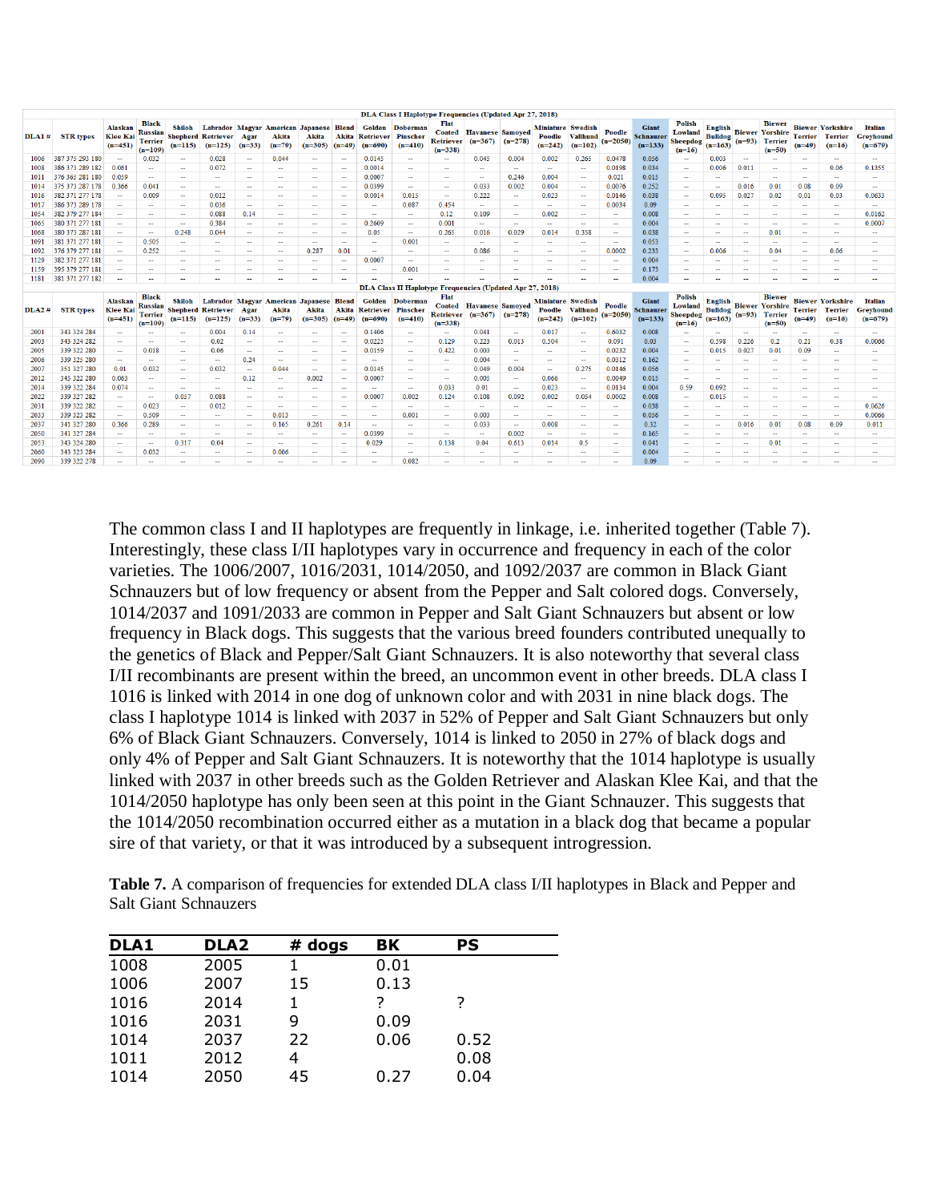**DLA Class I Haplotype Frequencies (Updated Apr 27, 2018)**

| DLA1 # | STR types | Alaskan Klee Kai (n=451) | Black Russian Terrier (n=109) | Shiloh Shepherd (n=115) | Labrador Retriever (n=125) | Magyar Agar (n=33) | American Akita (n=79) | Japanese Akita (n=305) | Blend Akita (n=49) | Golden Retriever (n=690) | Doberman Pinscher (n=410) | Flat Coated Retriever (n=338) | Havanese (n=367) | Samoyed (n=278) | Miniature Poodle (n=242) | Swedish Vallhund (n=102) | Poodle (n=2050) | Giant Schnauzer (n=133) | Polish Lowland Sheepdog (n=16) | English Bulldog (n=163) | Biewer (n=93) | Biewer Yorshire Terrier (n=50) | Biewer Terrier (n=49) | Yorkshire Terrier (n=16) | Italian Greyhound (n=679) |
|---|---|---|---|---|---|---|---|---|---|---|---|---|---|---|---|---|---|---|---|---|---|---|---|---|---|
| 1006 | 387 375 293 180 | -- | 0.032 | -- | 0.028 | -- | 0.044 | -- | -- | 0.0145 | -- | -- | 0.045 | 0.004 | 0.002 | 0.265 | 0.0478 | 0.056 | -- | 0.003 | -- | -- | -- | -- | -- |
| 1008 | 386 373 289 182 | 0.061 | -- | -- | 0.072 | -- | -- | -- | -- | 0.0014 | -- | -- | -- | -- | -- | -- | 0.0198 | 0.034 | -- | 0.006 | 0.011 | -- | -- | -- | -- |
| 1011 | 376 365 281 180 | 0.059 | -- | -- | -- | -- | -- | -- | -- | 0.0007 | -- | -- | -- | 0.246 | 0.004 | -- | 0.021 | 0.015 | -- | -- | -- | -- | -- | 0.06 | 0.1355 |
| 1014 | 375 373 287 178 | 0.366 | 0.041 | -- | -- | -- | -- | -- | -- | 0.0399 | -- | -- | 0.033 | 0.002 | 0.004 | -- | 0.0076 | 0.252 | -- | -- | 0.016 | 0.01 | 0.08 | 0.09 | -- |
| 1016 | 382 371 277 178 | -- | 0.009 | -- | 0.012 | -- | -- | -- | -- | 0.0014 | 0.015 | -- | 0.222 | -- | 0.023 | -- | 0.0146 | 0.038 | -- | 0.095 | 0.027 | 0.02 | 0.01 | 0.03 | 0.0633 |
| 1017 | 386 373 289 178 | -- | -- | -- | 0.036 | -- | -- | -- | -- | -- | 0.087 | 0.454 | -- | -- | -- | -- | 0.0034 | 0.09 | -- | -- | -- | -- | -- | -- | -- |
| 1054 | 382 379 277 184 | -- | -- | -- | 0.088 | 0.14 | -- | -- | -- | -- | -- | 0.12 | 0.109 | -- | 0.002 | -- | -- | 0.008 | -- | -- | -- | -- | -- | -- | 0.0162 |
| 1065 | 380 371 277 181 | -- | -- | -- | 0.384 | -- | -- | -- | -- | 0.2609 | -- | 0.001 | -- | -- | -- | -- | -- | 0.004 | -- | -- | -- | -- | -- | -- | 0.0007 |
| 1068 | 380 373 287 181 | -- | -- | 0.248 | 0.044 | -- | -- | -- | -- | 0.05 | -- | 0.265 | 0.016 | 0.029 | 0.014 | 0.358 | -- | 0.038 | -- | -- | -- | 0.01 | -- | -- | -- |
| 1091 | 381 371 277 181 | -- | 0.505 | -- | -- | -- | -- | -- | -- | -- | 0.001 | -- | -- | -- | -- | -- | -- | 0.053 | -- | -- | -- | -- | -- | -- | -- |
| 1092 | 376 379 277 181 | -- | 0.252 | -- | -- | -- | -- | 0.287 | 0.01 | -- | -- | -- | 0.086 | -- | -- | -- | 0.0002 | 0.233 | -- | 0.006 | -- | 0.04 | -- | 0.06 | -- |
| 1129 | 382 371 277 181 | -- | -- | -- | -- | -- | -- | -- | -- | 0.0007 | -- | -- | -- | -- | -- | -- | -- | 0.004 | -- | -- | -- | -- | -- | -- | -- |
| 1159 | 395 379 277 181 | -- | -- | -- | -- | -- | -- | -- | -- | -- | 0.001 | -- | -- | -- | -- | -- | -- | 0.173 | -- | -- | -- | -- | -- | -- | -- |
| 1181 | 381 371 277 182 | -- | -- | -- | -- | -- | -- | -- | -- | -- | -- | -- | -- | -- | -- | -- | -- | 0.004 | -- | -- | -- | -- | -- | -- | -- |

**DLA Class II Haplotype Frequencies (Updated Apr 27, 2018)**

| DLA2 # | STR types | Alaskan Klee Kai (n=451) | Black Russian Terrier (n=109) | Shiloh Shepherd (n=115) | Labrador Retriever (n=125) | Magyar Agar (n=33) | American Akita (n=79) | Japanese Akita (n=305) | Blend Akita (n=49) | Golden Retriever (n=690) | Doberman Pinscher (n=410) | Flat Coated Retriever (n=338) | Havanese (n=367) | Samoyed (n=278) | Miniature Poodle (n=242) | Swedish Vallhund (n=102) | Poodle (n=2050) | Giant Schnauzer (n=133) | Polish Lowland Sheepdog (n=16) | English Bulldog (n=163) | Biewer (n=93) | Biewer Yorshire Terrier (n=50) | Biewer Terrier (n=49) | Yorkshire Terrier (n=16) | Italian Greyhound (n=679) |
|---|---|---|---|---|---|---|---|---|---|---|---|---|---|---|---|---|---|---|---|---|---|---|---|---|---|
| 2001 | 343 324 284 | -- | -- | -- | 0.004 | 0.14 | -- | -- | -- | 0.1406 | -- | -- | 0.041 | -- | 0.017 | -- | 0.6032 | 0.008 | -- | -- | -- | -- | -- | -- | -- |
| 2003 | 343 324 282 | -- | -- | -- | 0.02 | -- | -- | -- | -- | 0.0225 | -- | 0.129 | 0.223 | 0.013 | 0.504 | -- | 0.091 | 0.03 | -- | 0.598 | 0.226 | 0.2 | 0.21 | 0.38 | 0.0066 |
| 2005 | 339 322 280 | -- | 0.018 | -- | 0.06 | -- | -- | -- | -- | 0.0159 | -- | 0.422 | 0.003 | -- | -- | -- | 0.0232 | 0.004 | -- | 0.015 | 0.027 | 0.01 | 0.09 | -- | -- |
| 2006 | 339 325 280 | -- | -- | -- | -- | 0.24 | -- | -- | -- | -- | -- | -- | 0.004 | -- | -- | -- | 0.0312 | 0.162 | -- | -- | -- | -- | -- | -- | -- |
| 2007 | 351 327 280 | 0.01 | 0.032 | -- | 0.032 | -- | 0.044 | -- | -- | 0.0145 | -- | -- | 0.049 | 0.004 | -- | 0.275 | 0.0146 | 0.056 | -- | -- | -- | -- | -- | -- | -- |
| 2012 | 345 322 280 | 0.063 | -- | -- | -- | 0.12 | -- | 0.002 | -- | 0.0007 | -- | -- | 0.005 | -- | 0.066 | -- | 0.0049 | 0.015 | -- | -- | -- | -- | -- | -- | -- |
| 2014 | 339 322 284 | 0.074 | -- | -- | -- | -- | -- | -- | -- | -- | -- | 0.033 | 0.01 | -- | 0.023 | -- | 0.0134 | 0.004 | 0.59 | 0.092 | -- | -- | -- | -- | -- |
| 2022 | 339 327 282 | -- | -- | 0.057 | 0.088 | -- | -- | -- | -- | 0.0007 | 0.002 | 0.124 | 0.108 | 0.092 | 0.002 | 0.054 | 0.0002 | 0.008 | -- | 0.015 | -- | -- | -- | -- | -- |
| 2031 | 339 322 282 | -- | 0.023 | -- | 0.012 | -- | -- | -- | -- | -- | -- | -- | -- | -- | -- | -- | -- | 0.038 | -- | -- | -- | -- | -- | -- | 0.0626 |
| 2033 | 339 323 282 | -- | 0.509 | -- | -- | -- | 0.013 | -- | -- | -- | 0.001 | -- | 0.003 | -- | -- | -- | -- | 0.056 | -- | -- | -- | -- | -- | -- | 0.0066 |
| 2037 | 341 327 280 | 0.366 | 0.289 | -- | -- | -- | 0.165 | 0.261 | 0.14 | -- | -- | -- | 0.033 | -- | 0.008 | -- | -- | 0.32 | -- | -- | 0.016 | 0.01 | 0.08 | 0.09 | 0.011 |
| 2050 | 341 327 284 | -- | -- | -- | -- | -- | -- | -- | -- | 0.0399 | -- | -- | -- | 0.002 | -- | -- | -- | 0.165 | -- | -- | -- | -- | -- | -- | -- |
| 2053 | 343 324 280 | -- | -- | 0.317 | 0.04 | -- | -- | -- | -- | 0.029 | -- | 0.138 | 0.04 | 0.613 | 0.014 | 0.5 | -- | 0.041 | -- | -- | -- | 0.01 | -- | -- | -- |
| 2060 | 343 323 284 | -- | 0.032 | -- | -- | -- | 0.006 | -- | -- | -- | -- | -- | -- | -- | -- | -- | -- | 0.004 | -- | -- | -- | -- | -- | -- | -- |
| 2090 | 339 322 278 | -- | -- | -- | -- | -- | -- | -- | -- | -- | 0.082 | -- | -- | -- | -- | -- | -- | 0.09 | -- | -- | -- | -- | -- | -- | -- |

The common class I and II haplotypes are frequently in linkage, i.e. inherited together (Table 7). Interestingly, these class I/II haplotypes vary in occurrence and frequency in each of the color varieties. The 1006/2007, 1016/2031, 1014/2050, and 1092/2037 are common in Black Giant Schnauzers but of low frequency or absent from the Pepper and Salt colored dogs. Conversely, 1014/2037 and 1091/2033 are common in Pepper and Salt Giant Schnauzers but absent or low frequency in Black dogs. This suggests that the various breed founders contributed unequally to the genetics of Black and Pepper/Salt Giant Schnauzers. It is also noteworthy that several class I/II recombinants are present within the breed, an uncommon event in other breeds. DLA class I 1016 is linked with 2014 in one dog of unknown color and with 2031 in nine black dogs. The class I haplotype 1014 is linked with 2037 in 52% of Pepper and Salt Giant Schnauzers but only 6% of Black Giant Schnauzers. Conversely, 1014 is linked to 2050 in 27% of black dogs and only 4% of Pepper and Salt Giant Schnauzers. It is noteworthy that the 1014 haplotype is usually linked with 2037 in other breeds such as the Golden Retriever and Alaskan Klee Kai, and that the 1014/2050 haplotype has only been seen at this point in the Giant Schnauzer. This suggests that the 1014/2050 recombination occurred either as a mutation in a black dog that became a popular sire of that variety, or that it was introduced by a subsequent introgression.

**Table 7.** A comparison of frequencies for extended DLA class I/II haplotypes in Black and Pepper and Salt Giant Schnauzers

| DLA1 | DLA2 | # dogs | BK | PS |
|---|---|---|---|---|
| 1008 | 2005 | 1 | 0.01 | |
| 1006 | 2007 | 15 | 0.13 | |
| 1016 | 2014 | 1 | ? | ? |
| 1016 | 2031 | 9 | 0.09 | |
| 1014 | 2037 | 22 | 0.06 | 0.52 |
| 1011 | 2012 | 4 | | 0.08 |
| 1014 | 2050 | 45 | 0.27 | 0.04 |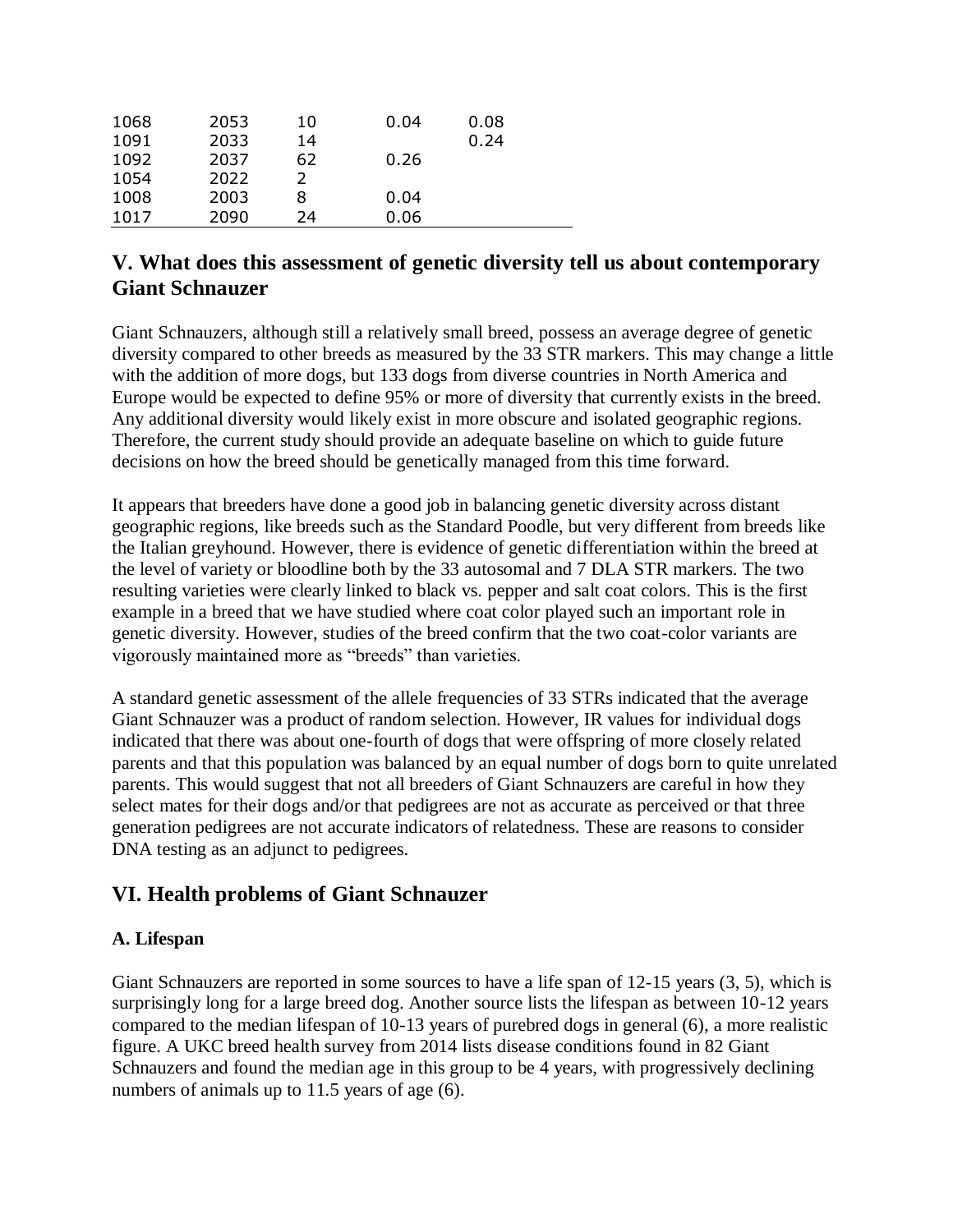| | | | | |
|---|---|---|---|---|
| 1068 | 2053 | 10 | 0.04 | 0.08 |
| 1091 | 2033 | 14 | | 0.24 |
| 1092 | 2037 | 62 | 0.26 | |
| 1054 | 2022 | 2 | | |
| 1008 | 2003 | 8 | 0.04 | |
| 1017 | 2090 | 24 | 0.06 | |

## V. What does this assessment of genetic diversity tell us about contemporary Giant Schnauzer

Giant Schnauzers, although still a relatively small breed, possess an average degree of genetic diversity compared to other breeds as measured by the 33 STR markers. This may change a little with the addition of more dogs, but 133 dogs from diverse countries in North America and Europe would be expected to define 95% or more of diversity that currently exists in the breed. Any additional diversity would likely exist in more obscure and isolated geographic regions. Therefore, the current study should provide an adequate baseline on which to guide future decisions on how the breed should be genetically managed from this time forward.

It appears that breeders have done a good job in balancing genetic diversity across distant geographic regions, like breeds such as the Standard Poodle, but very different from breeds like the Italian greyhound. However, there is evidence of genetic differentiation within the breed at the level of variety or bloodline both by the 33 autosomal and 7 DLA STR markers. The two resulting varieties were clearly linked to black vs. pepper and salt coat colors. This is the first example in a breed that we have studied where coat color played such an important role in genetic diversity. However, studies of the breed confirm that the two coat-color variants are vigorously maintained more as "breeds" than varieties.

A standard genetic assessment of the allele frequencies of 33 STRs indicated that the average Giant Schnauzer was a product of random selection. However, IR values for individual dogs indicated that there was about one-fourth of dogs that were offspring of more closely related parents and that this population was balanced by an equal number of dogs born to quite unrelated parents. This would suggest that not all breeders of Giant Schnauzers are careful in how they select mates for their dogs and/or that pedigrees are not as accurate as perceived or that three generation pedigrees are not accurate indicators of relatedness. These are reasons to consider DNA testing as an adjunct to pedigrees.

## VI. Health problems of Giant Schnauzer

### A. Lifespan

Giant Schnauzers are reported in some sources to have a life span of 12-15 years (3, 5), which is surprisingly long for a large breed dog. Another source lists the lifespan as between 10-12 years compared to the median lifespan of 10-13 years of purebred dogs in general (6), a more realistic figure. A UKC breed health survey from 2014 lists disease conditions found in 82 Giant Schnauzers and found the median age in this group to be 4 years, with progressively declining numbers of animals up to 11.5 years of age (6).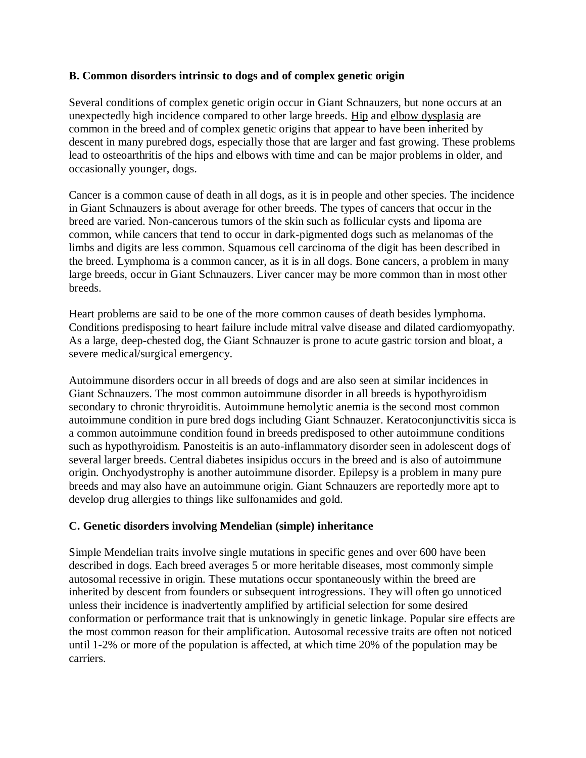**B. Common disorders intrinsic to dogs and of complex genetic origin**

Several conditions of complex genetic origin occur in Giant Schnauzers, but none occurs at an unexpectedly high incidence compared to other large breeds. Hip and elbow dysplasia are common in the breed and of complex genetic origins that appear to have been inherited by descent in many purebred dogs, especially those that are larger and fast growing. These problems lead to osteoarthritis of the hips and elbows with time and can be major problems in older, and occasionally younger, dogs.

Cancer is a common cause of death in all dogs, as it is in people and other species. The incidence in Giant Schnauzers is about average for other breeds. The types of cancers that occur in the breed are varied. Non-cancerous tumors of the skin such as follicular cysts and lipoma are common, while cancers that tend to occur in dark-pigmented dogs such as melanomas of the limbs and digits are less common. Squamous cell carcinoma of the digit has been described in the breed. Lymphoma is a common cancer, as it is in all dogs. Bone cancers, a problem in many large breeds, occur in Giant Schnauzers. Liver cancer may be more common than in most other breeds.

Heart problems are said to be one of the more common causes of death besides lymphoma. Conditions predisposing to heart failure include mitral valve disease and dilated cardiomyopathy. As a large, deep-chested dog, the Giant Schnauzer is prone to acute gastric torsion and bloat, a severe medical/surgical emergency.

Autoimmune disorders occur in all breeds of dogs and are also seen at similar incidences in Giant Schnauzers. The most common autoimmune disorder in all breeds is hypothyroidism secondary to chronic thryroiditis. Autoimmune hemolytic anemia is the second most common autoimmune condition in pure bred dogs including Giant Schnauzer. Keratoconjunctivitis sicca is a common autoimmune condition found in breeds predisposed to other autoimmune conditions such as hypothyroidism. Panosteitis is an auto-inflammatory disorder seen in adolescent dogs of several larger breeds. Central diabetes insipidus occurs in the breed and is also of autoimmune origin. Onchyodystrophy is another autoimmune disorder. Epilepsy is a problem in many pure breeds and may also have an autoimmune origin. Giant Schnauzers are reportedly more apt to develop drug allergies to things like sulfonamides and gold.

**C. Genetic disorders involving Mendelian (simple) inheritance**

Simple Mendelian traits involve single mutations in specific genes and over 600 have been described in dogs. Each breed averages 5 or more heritable diseases, most commonly simple autosomal recessive in origin. These mutations occur spontaneously within the breed are inherited by descent from founders or subsequent introgressions. They will often go unnoticed unless their incidence is inadvertently amplified by artificial selection for some desired conformation or performance trait that is unknowingly in genetic linkage. Popular sire effects are the most common reason for their amplification. Autosomal recessive traits are often not noticed until 1-2% or more of the population is affected, at which time 20% of the population may be carriers.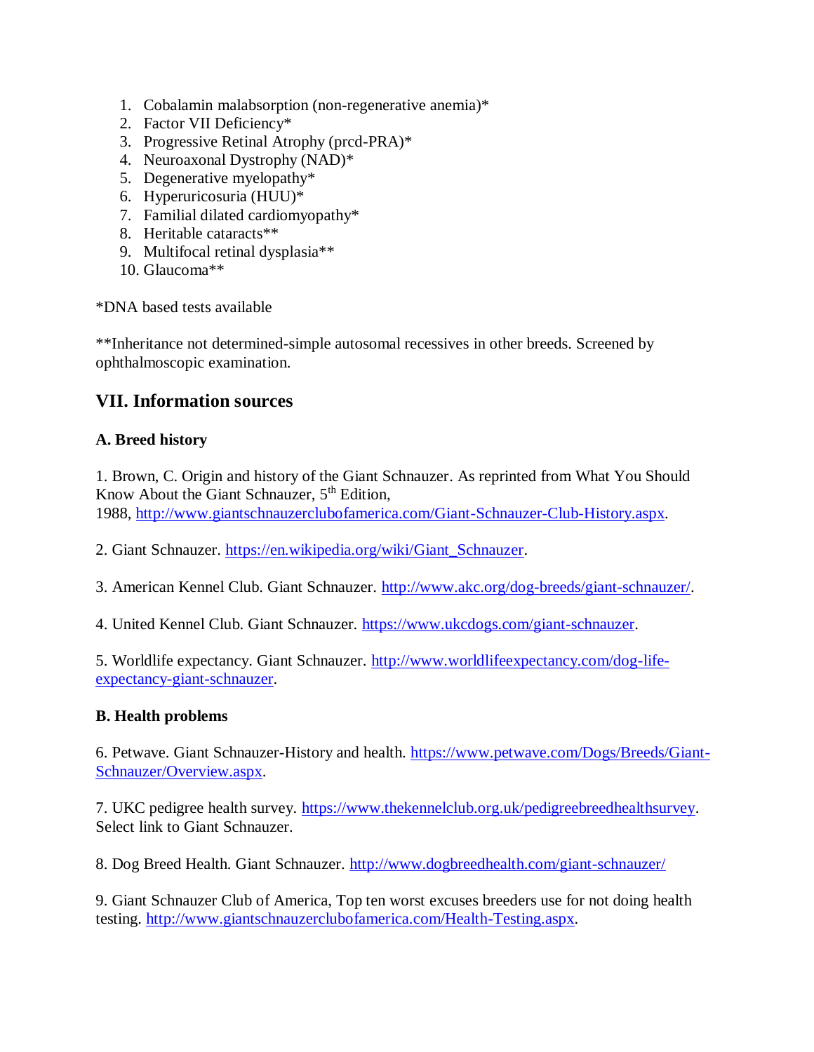1. Cobalamin malabsorption (non-regenerative anemia)*
2. Factor VII Deficiency*
3. Progressive Retinal Atrophy (prcd-PRA)*
4. Neuroaxonal Dystrophy (NAD)*
5. Degenerative myelopathy*
6. Hyperuricosuria (HUU)*
7. Familial dilated cardiomyopathy*
8. Heritable cataracts**
9. Multifocal retinal dysplasia**
10. Glaucoma**

*DNA based tests available

**Inheritance not determined-simple autosomal recessives in other breeds. Screened by ophthalmoscopic examination.

## VII. Information sources

### A. Breed history

1. Brown, C. Origin and history of the Giant Schnauzer. As reprinted from What You Should Know About the Giant Schnauzer, 5th Edition, 1988, http://www.giantschnauzerclubofamerica.com/Giant-Schnauzer-Club-History.aspx.

2. Giant Schnauzer. https://en.wikipedia.org/wiki/Giant_Schnauzer.

3. American Kennel Club. Giant Schnauzer. http://www.akc.org/dog-breeds/giant-schnauzer/.

4. United Kennel Club. Giant Schnauzer. https://www.ukcdogs.com/giant-schnauzer.

5. Worldlife expectancy. Giant Schnauzer. http://www.worldlifeexpectancy.com/dog-life-expectancy-giant-schnauzer.

### B. Health problems

6. Petwave. Giant Schnauzer-History and health. https://www.petwave.com/Dogs/Breeds/Giant-Schnauzer/Overview.aspx.

7. UKC pedigree health survey. https://www.thekennelclub.org.uk/pedigreebreedhealthsurvey. Select link to Giant Schnauzer.

8. Dog Breed Health. Giant Schnauzer. http://www.dogbreedhealth.com/giant-schnauzer/

9. Giant Schnauzer Club of America, Top ten worst excuses breeders use for not doing health testing. http://www.giantschnauzerclubofamerica.com/Health-Testing.aspx.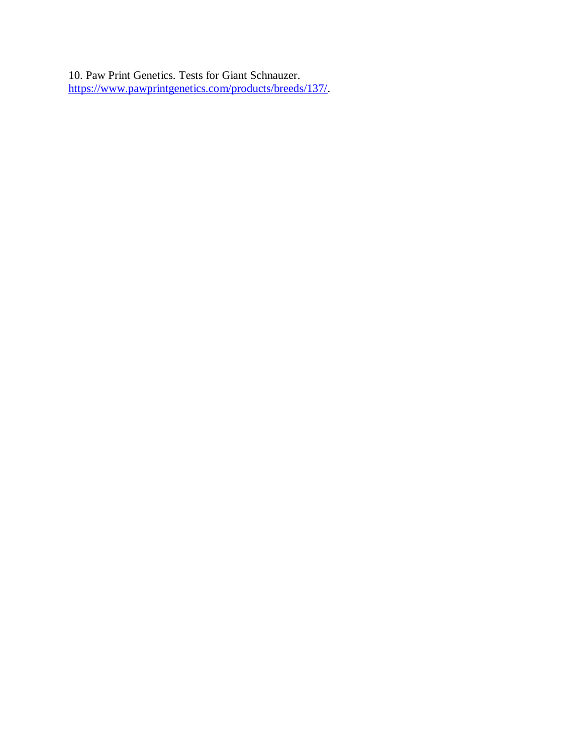10. Paw Print Genetics. Tests for Giant Schnauzer. https://www.pawprintgenetics.com/products/breeds/137/.